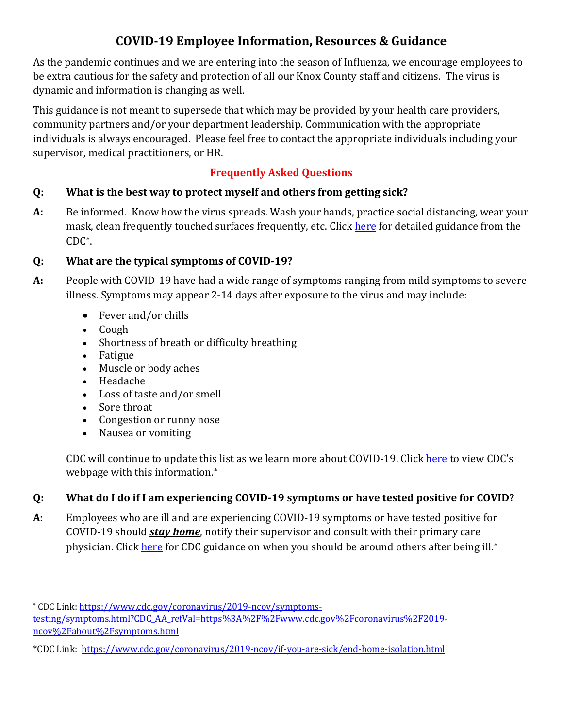# COVID-19 Employee Information, Resources & Guidance

As the pandemic continues and we are entering into the season of Influenza, we encourage employees to be extra cautious for the safety and protection of all our Knox County staff and citizens. The virus is dynamic and information is changing as well.

This guidance is not meant to supersede that which may be provided by your health care providers, community partners and/or your department leadership. Communication with the appropriate individuals is always encouraged. Please feel free to contact the appropriate individuals including your supervisor, medical practitioners, or HR.

## Frequently Asked Questions

**Q: What is the best way to protect myself and others from getting sick?**

**A:** Be informed. Know how the virus spreads. Wash your hands, practice social distancing, wear your mask, clean frequently touched surfaces frequently, etc. Click here for detailed guidance from the CDC*.

**Q: What are the typical symptoms of COVID-19?**

**A:** People with COVID-19 have had a wide range of symptoms ranging from mild symptoms to severe illness. Symptoms may appear 2-14 days after exposure to the virus and may include:

- Fever and/or chills
- Cough
- Shortness of breath or difficulty breathing
- Fatigue
- Muscle or body aches
- Headache
- Loss of taste and/or smell
- Sore throat
- Congestion or runny nose
- Nausea or vomiting

CDC will continue to update this list as we learn more about COVID-19. Click here to view CDC's webpage with this information.*

**Q: What do I do if I am experiencing COVID-19 symptoms or have tested positive for COVID?**

**A**: Employees who are ill and are experiencing COVID-19 symptoms or have tested positive for COVID-19 should ***stay home***, notify their supervisor and consult with their primary care physician. Click here for CDC guidance on when you should be around others after being ill.*

---

* CDC Link: https://www.cdc.gov/coronavirus/2019-ncov/symptoms-testing/symptoms.html?CDC_AA_refVal=https%3A%2F%2Fwww.cdc.gov%2Fcoronavirus%2F2019-ncov%2Fabout%2Fsymptoms.html

*CDC Link: https://www.cdc.gov/coronavirus/2019-ncov/if-you-are-sick/end-home-isolation.html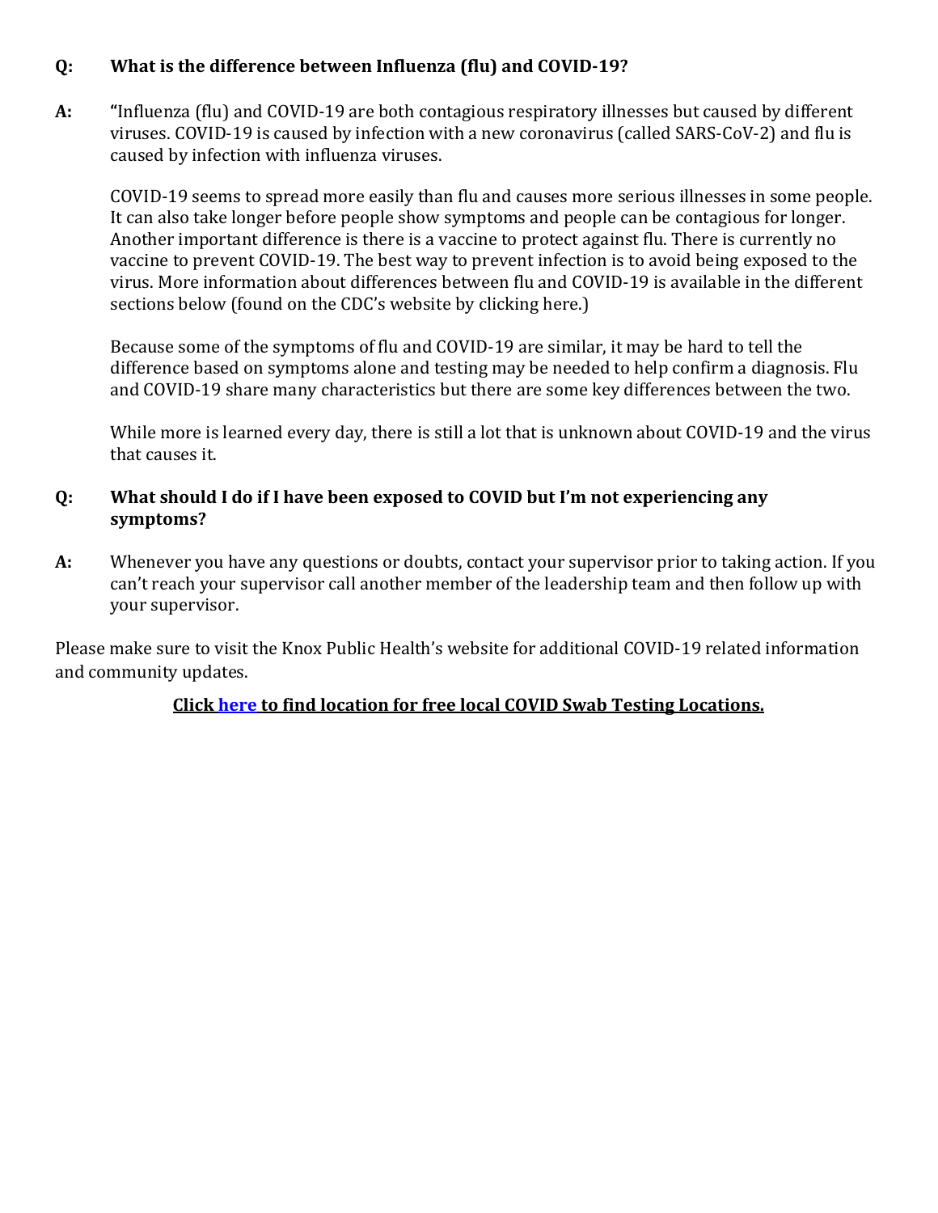**Q: What is the difference between Influenza (flu) and COVID-19?**

**A:** **"**Influenza (flu) and COVID-19 are both contagious respiratory illnesses but caused by different viruses. COVID-19 is caused by infection with a new coronavirus (called SARS-CoV-2) and flu is caused by infection with influenza viruses.

COVID-19 seems to spread more easily than flu and causes more serious illnesses in some people. It can also take longer before people show symptoms and people can be contagious for longer. Another important difference is there is a vaccine to protect against flu. There is currently no vaccine to prevent COVID-19. The best way to prevent infection is to avoid being exposed to the virus. More information about differences between flu and COVID-19 is available in the different sections below (found on the CDC's website by clicking here.)

Because some of the symptoms of flu and COVID-19 are similar, it may be hard to tell the difference based on symptoms alone and testing may be needed to help confirm a diagnosis. Flu and COVID-19 share many characteristics but there are some key differences between the two.

While more is learned every day, there is still a lot that is unknown about COVID-19 and the virus that causes it.

**Q: What should I do if I have been exposed to COVID but I'm not experiencing any symptoms?**

**A:** Whenever you have any questions or doubts, contact your supervisor prior to taking action. If you can't reach your supervisor call another member of the leadership team and then follow up with your supervisor.

Please make sure to visit the Knox Public Health's website for additional COVID-19 related information and community updates.

**Click here to find location for free local COVID Swab Testing Locations.**